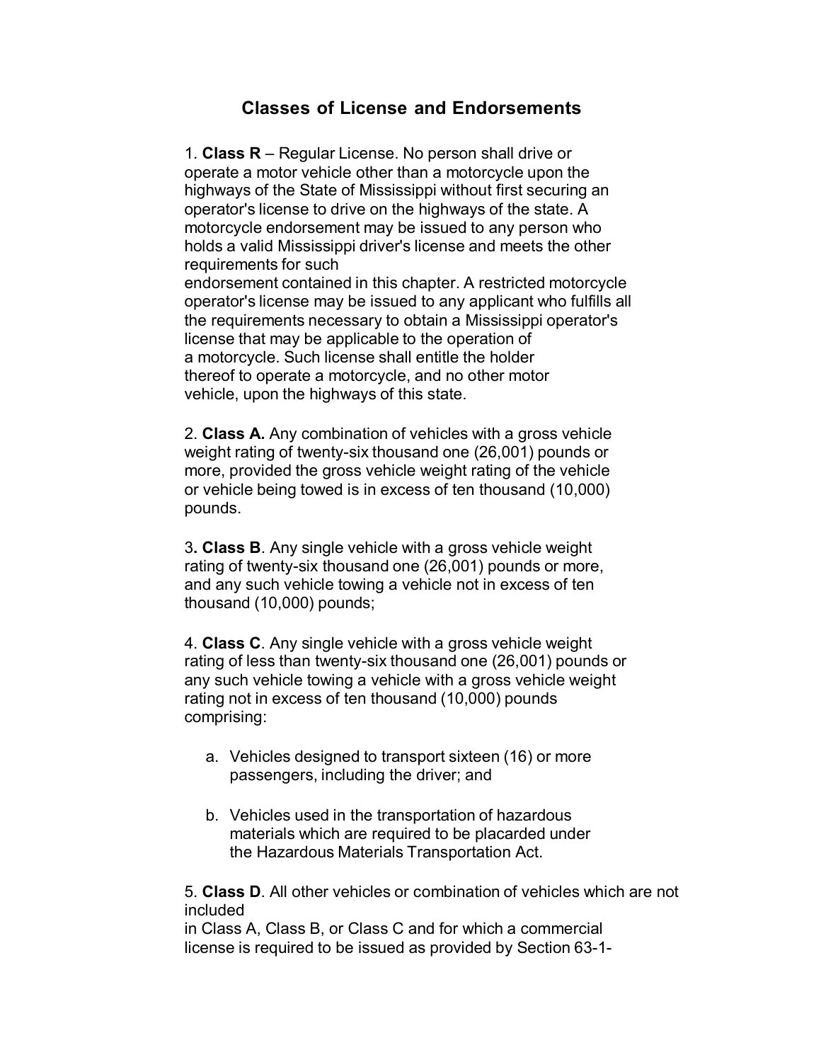# Classes of License and Endorsements

1. **Class R** – Regular License. No person shall drive or operate a motor vehicle other than a motorcycle upon the highways of the State of Mississippi without first securing an operator's license to drive on the highways of the state. A motorcycle endorsement may be issued to any person who holds a valid Mississippi driver's license and meets the other requirements for such endorsement contained in this chapter. A restricted motorcycle operator's license may be issued to any applicant who fulfills all the requirements necessary to obtain a Mississippi operator's license that may be applicable to the operation of a motorcycle. Such license shall entitle the holder thereof to operate a motorcycle, and no other motor vehicle, upon the highways of this state.

2. **Class A.** Any combination of vehicles with a gross vehicle weight rating of twenty-six thousand one (26,001) pounds or more, provided the gross vehicle weight rating of the vehicle or vehicle being towed is in excess of ten thousand (10,000) pounds.

3. **Class B**. Any single vehicle with a gross vehicle weight rating of twenty-six thousand one (26,001) pounds or more, and any such vehicle towing a vehicle not in excess of ten thousand (10,000) pounds;

4. **Class C**. Any single vehicle with a gross vehicle weight rating of less than twenty-six thousand one (26,001) pounds or any such vehicle towing a vehicle with a gross vehicle weight rating not in excess of ten thousand (10,000) pounds comprising:

   a. Vehicles designed to transport sixteen (16) or more passengers, including the driver; and

   b. Vehicles used in the transportation of hazardous materials which are required to be placarded under the Hazardous Materials Transportation Act.

5. **Class D**. All other vehicles or combination of vehicles which are not included in Class A, Class B, or Class C and for which a commercial license is required to be issued as provided by Section 63-1-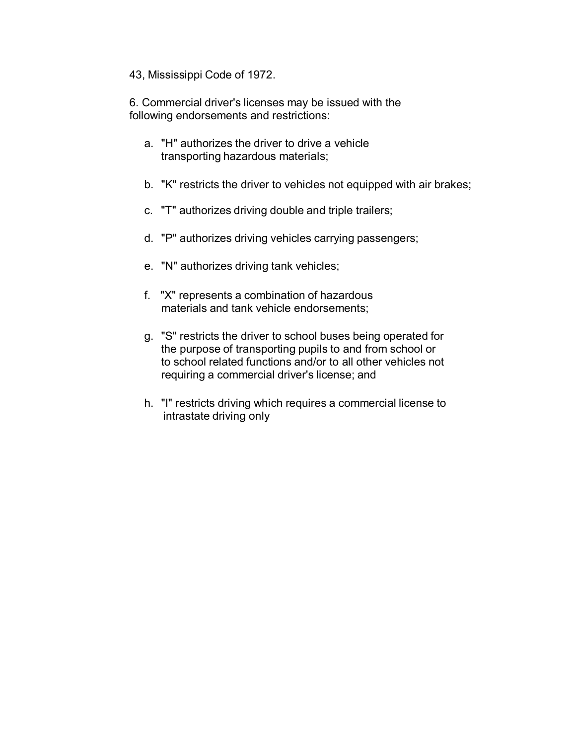43, Mississippi Code of 1972.

6. Commercial driver's licenses may be issued with the following endorsements and restrictions:

a. "H" authorizes the driver to drive a vehicle transporting hazardous materials;

b. "K" restricts the driver to vehicles not equipped with air brakes;

c. "T" authorizes driving double and triple trailers;

d. "P" authorizes driving vehicles carrying passengers;

e. "N" authorizes driving tank vehicles;

f. "X" represents a combination of hazardous materials and tank vehicle endorsements;

g. "S" restricts the driver to school buses being operated for the purpose of transporting pupils to and from school or to school related functions and/or to all other vehicles not requiring a commercial driver's license; and

h. "I" restricts driving which requires a commercial license to intrastate driving only